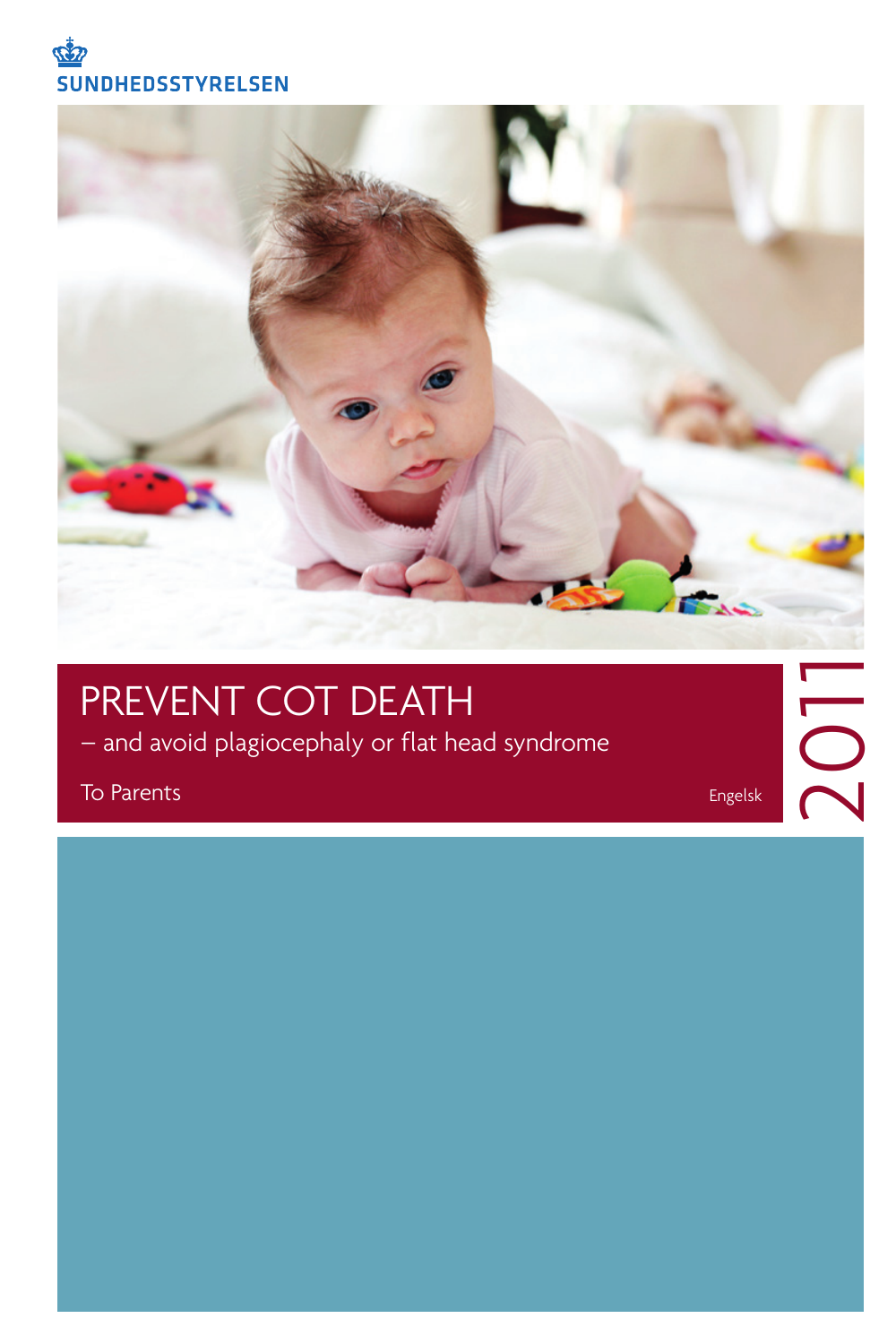SUNDHEDSSTYRELSEN

# PREVENT COT DEATH

– and avoid plagiocephaly or flat head syndrome

To Parents

Engelsk

2011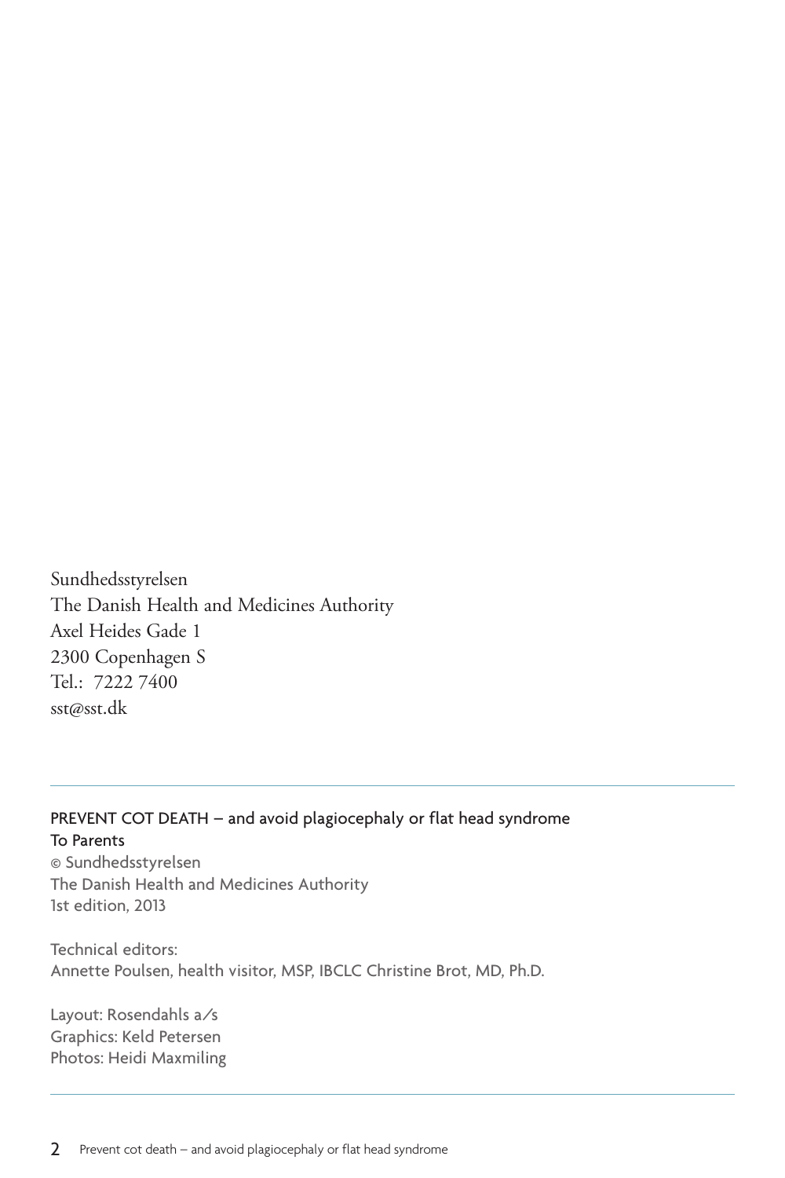Sundhedsstyrelsen
The Danish Health and Medicines Authority
Axel Heides Gade 1
2300 Copenhagen S
Tel.: 7222 7400
sst@sst.dk

---

PREVENT COT DEATH – and avoid plagiocephaly or flat head syndrome
To Parents
© Sundhedsstyrelsen
The Danish Health and Medicines Authority
1st edition, 2013

Technical editors:
Annette Poulsen, health visitor, MSP, IBCLC Christine Brot, MD, Ph.D.

Layout: Rosendahls a/s
Graphics: Keld Petersen
Photos: Heidi Maxmiling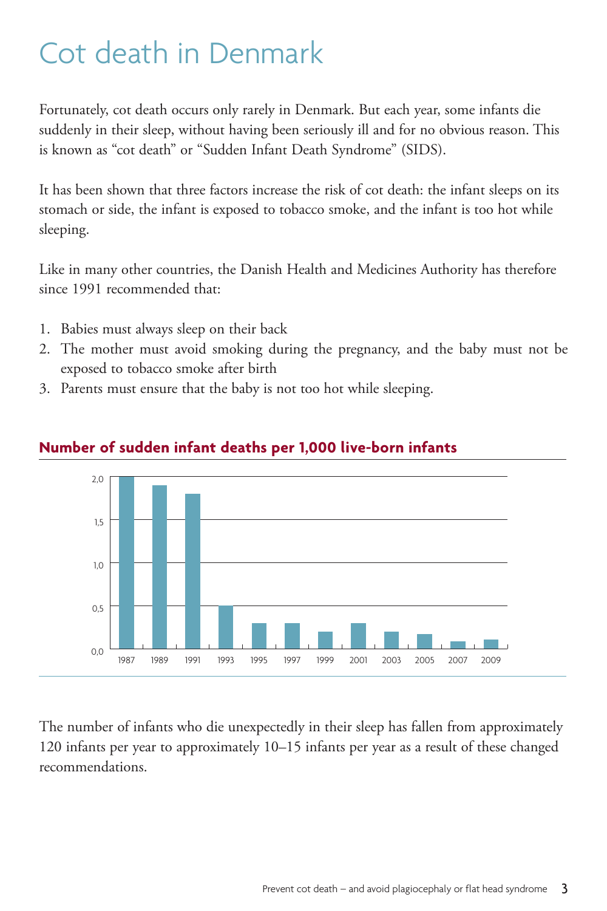# Cot death in Denmark

Fortunately, cot death occurs only rarely in Denmark. But each year, some infants die suddenly in their sleep, without having been seriously ill and for no obvious reason. This is known as "cot death" or "Sudden Infant Death Syndrome" (SIDS).

It has been shown that three factors increase the risk of cot death: the infant sleeps on its stomach or side, the infant is exposed to tobacco smoke, and the infant is too hot while sleeping.

Like in many other countries, the Danish Health and Medicines Authority has therefore since 1991 recommended that:

1. Babies must always sleep on their back
2. The mother must avoid smoking during the pregnancy, and the baby must not be exposed to tobacco smoke after birth
3. Parents must ensure that the baby is not too hot while sleeping.

**Number of sudden infant deaths per 1,000 live-born infants**

| Year | 1987 | 1989 | 1991 | 1993 | 1995 | 1997 | 1999 | 2001 | 2003 | 2005 | 2007 | 2009 |
|---|---|---|---|---|---|---|---|---|---|---|---|---|
| Deaths per 1,000 | 2,0 | 1,9 | 1,8 | 0,5 | 0,3 | 0,3 | 0,2 | 0,3 | 0,2 | 0,17 | 0,08 | 0,1 |

The number of infants who die unexpectedly in their sleep has fallen from approximately 120 infants per year to approximately 10–15 infants per year as a result of these changed recommendations.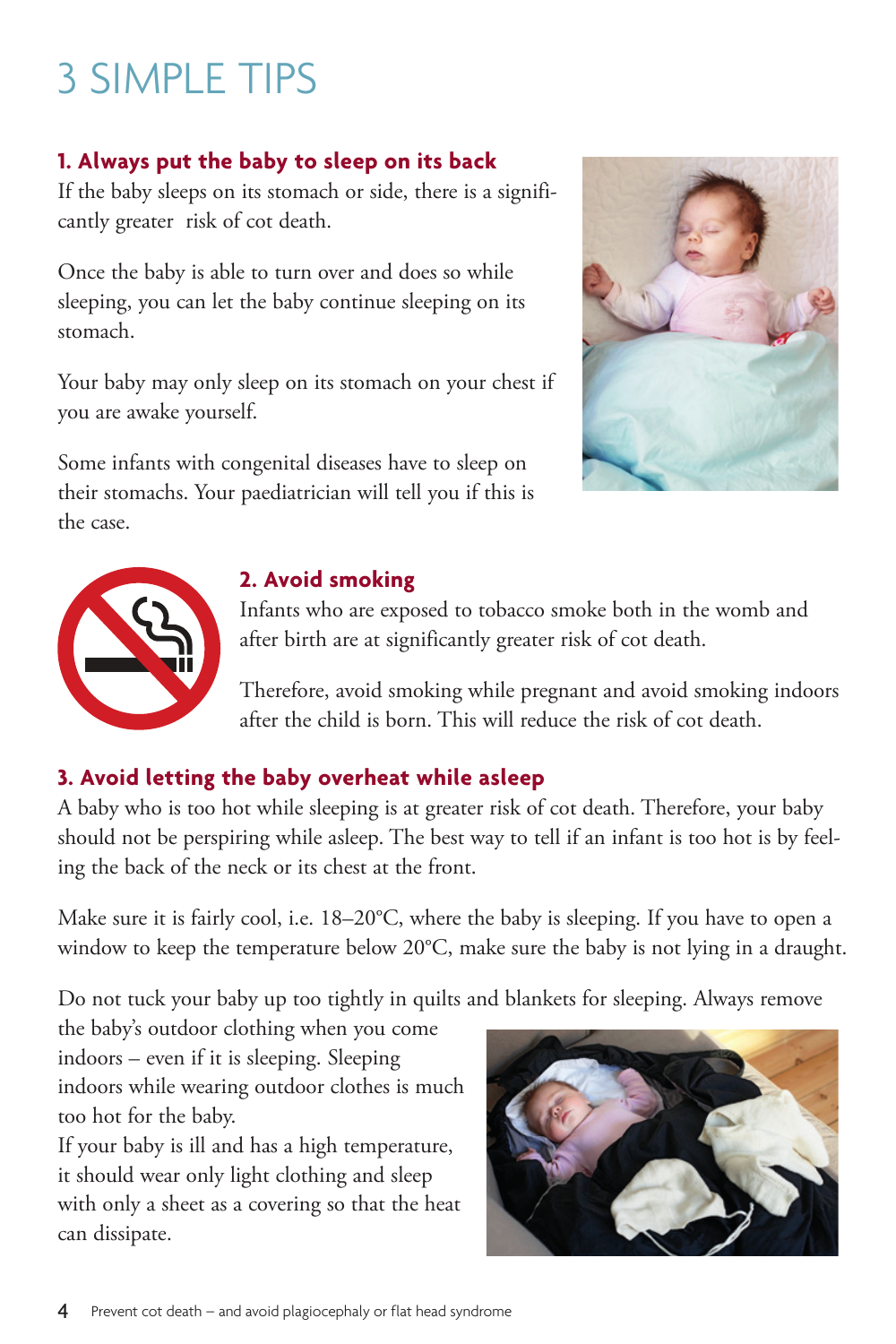# 3 SIMPLE TIPS

### 1. Always put the baby to sleep on its back

If the baby sleeps on its stomach or side, there is a significantly greater risk of cot death.

Once the baby is able to turn over and does so while sleeping, you can let the baby continue sleeping on its stomach.

Your baby may only sleep on its stomach on your chest if you are awake yourself.

Some infants with congenital diseases have to sleep on their stomachs. Your paediatrician will tell you if this is the case.

### 2. Avoid smoking

Infants who are exposed to tobacco smoke both in the womb and after birth are at significantly greater risk of cot death.

Therefore, avoid smoking while pregnant and avoid smoking indoors after the child is born. This will reduce the risk of cot death.

### 3. Avoid letting the baby overheat while asleep

A baby who is too hot while sleeping is at greater risk of cot death. Therefore, your baby should not be perspiring while asleep. The best way to tell if an infant is too hot is by feeling the back of the neck or its chest at the front.

Make sure it is fairly cool, i.e. 18–20°C, where the baby is sleeping. If you have to open a window to keep the temperature below 20°C, make sure the baby is not lying in a draught.

Do not tuck your baby up too tightly in quilts and blankets for sleeping. Always remove the baby's outdoor clothing when you come indoors – even if it is sleeping. Sleeping indoors while wearing outdoor clothes is much too hot for the baby.

If your baby is ill and has a high temperature, it should wear only light clothing and sleep with only a sheet as a covering so that the heat can dissipate.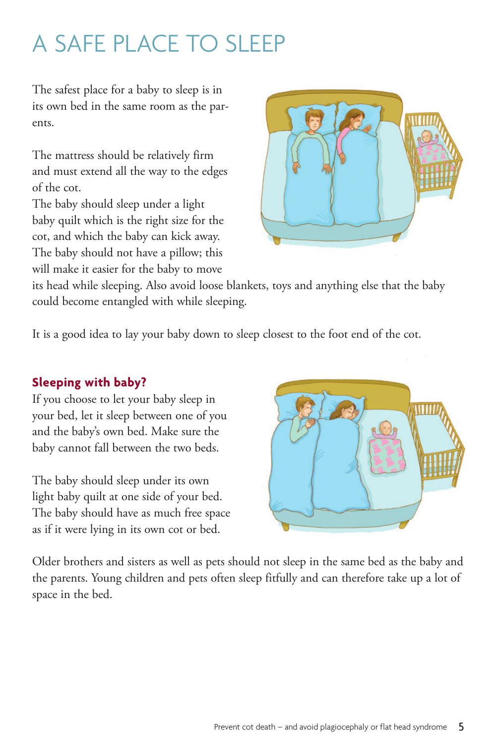# A SAFE PLACE TO SLEEP

The safest place for a baby to sleep is in its own bed in the same room as the parents.

The mattress should be relatively firm and must extend all the way to the edges of the cot.
The baby should sleep under a light baby quilt which is the right size for the cot, and which the baby can kick away. The baby should not have a pillow; this will make it easier for the baby to move its head while sleeping. Also avoid loose blankets, toys and anything else that the baby could become entangled with while sleeping.

It is a good idea to lay your baby down to sleep closest to the foot end of the cot.

### Sleeping with baby?

If you choose to let your baby sleep in your bed, let it sleep between one of you and the baby's own bed. Make sure the baby cannot fall between the two beds.

The baby should sleep under its own light baby quilt at one side of your bed. The baby should have as much free space as if it were lying in its own cot or bed.

Older brothers and sisters as well as pets should not sleep in the same bed as the baby and the parents. Young children and pets often sleep fitfully and can therefore take up a lot of space in the bed.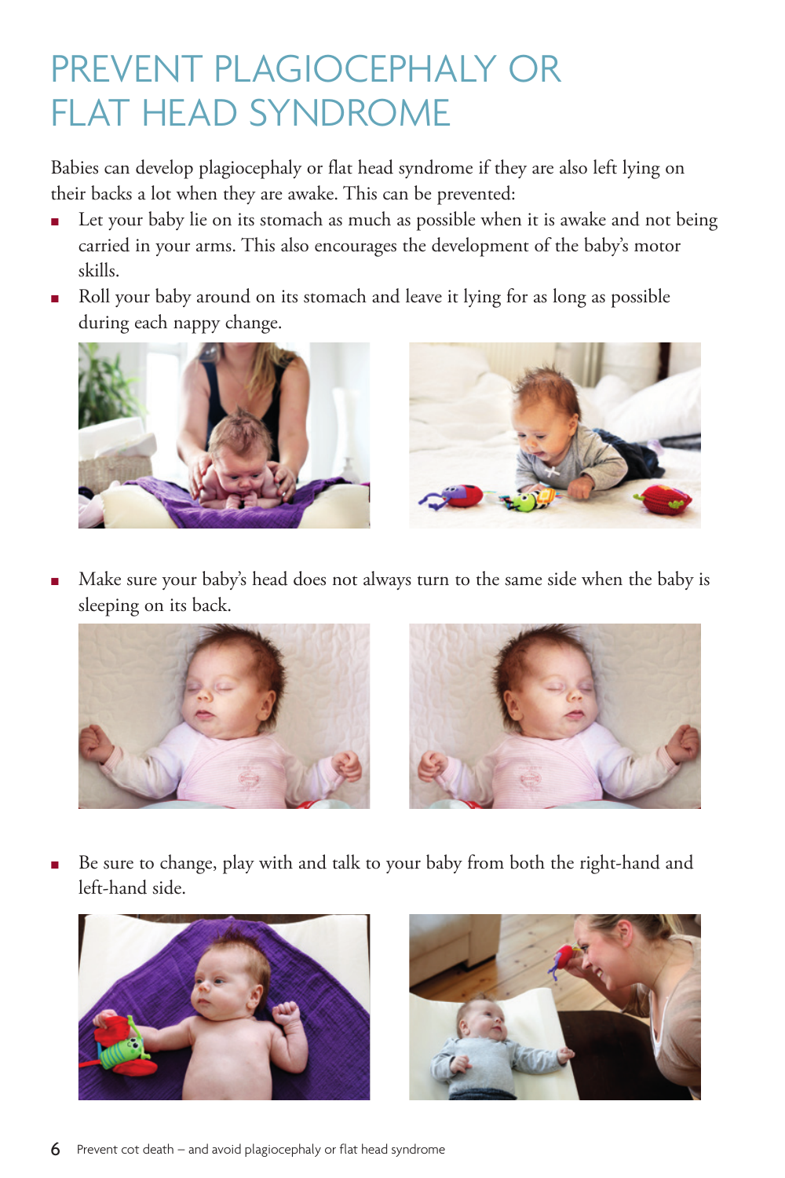# PREVENT PLAGIOCEPHALY OR FLAT HEAD SYNDROME

Babies can develop plagiocephaly or flat head syndrome if they are also left lying on their backs a lot when they are awake. This can be prevented:

- Let your baby lie on its stomach as much as possible when it is awake and not being carried in your arms. This also encourages the development of the baby's motor skills.
- Roll your baby around on its stomach and leave it lying for as long as possible during each nappy change.
- Make sure your baby's head does not always turn to the same side when the baby is sleeping on its back.
- Be sure to change, play with and talk to your baby from both the right-hand and left-hand side.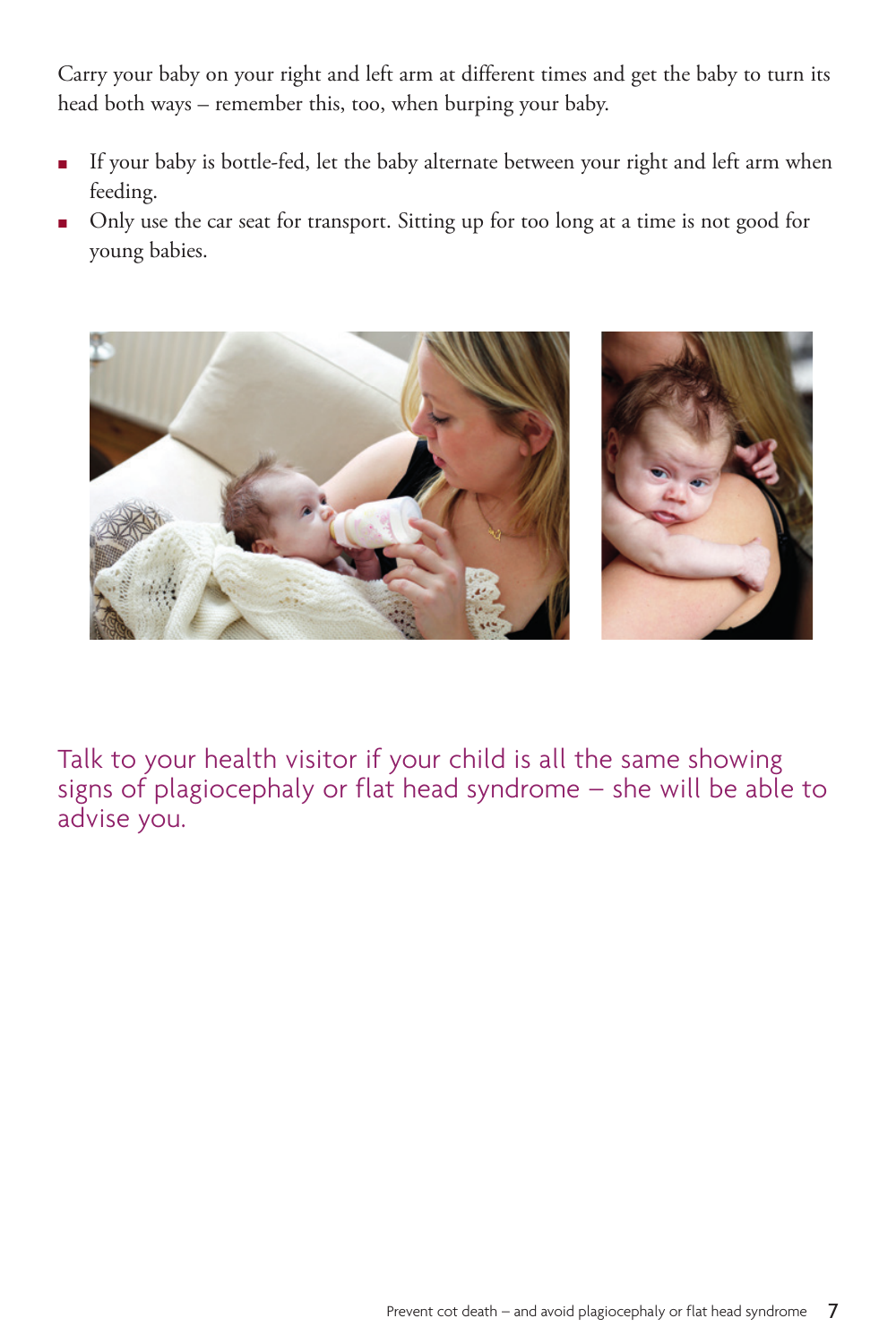Carry your baby on your right and left arm at different times and get the baby to turn its head both ways – remember this, too, when burping your baby.

- If your baby is bottle-fed, let the baby alternate between your right and left arm when feeding.
- Only use the car seat for transport. Sitting up for too long at a time is not good for young babies.

Talk to your health visitor if your child is all the same showing signs of plagiocephaly or flat head syndrome – she will be able to advise you.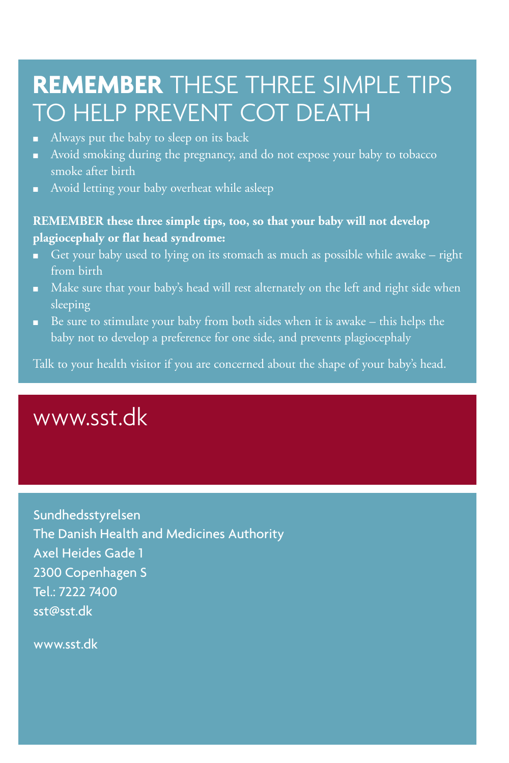# **REMEMBER** THESE THREE SIMPLE TIPS TO HELP PREVENT COT DEATH

- Always put the baby to sleep on its back
- Avoid smoking during the pregnancy, and do not expose your baby to tobacco smoke after birth
- Avoid letting your baby overheat while asleep

**REMEMBER these three simple tips, too, so that your baby will not develop plagiocephaly or flat head syndrome:**

- Get your baby used to lying on its stomach as much as possible while awake – right from birth
- Make sure that your baby's head will rest alternately on the left and right side when sleeping
- Be sure to stimulate your baby from both sides when it is awake – this helps the baby not to develop a preference for one side, and prevents plagiocephaly

Talk to your health visitor if you are concerned about the shape of your baby's head.

## www.sst.dk

Sundhedsstyrelsen
The Danish Health and Medicines Authority
Axel Heides Gade 1
2300 Copenhagen S
Tel.: 7222 7400
sst@sst.dk

www.sst.dk